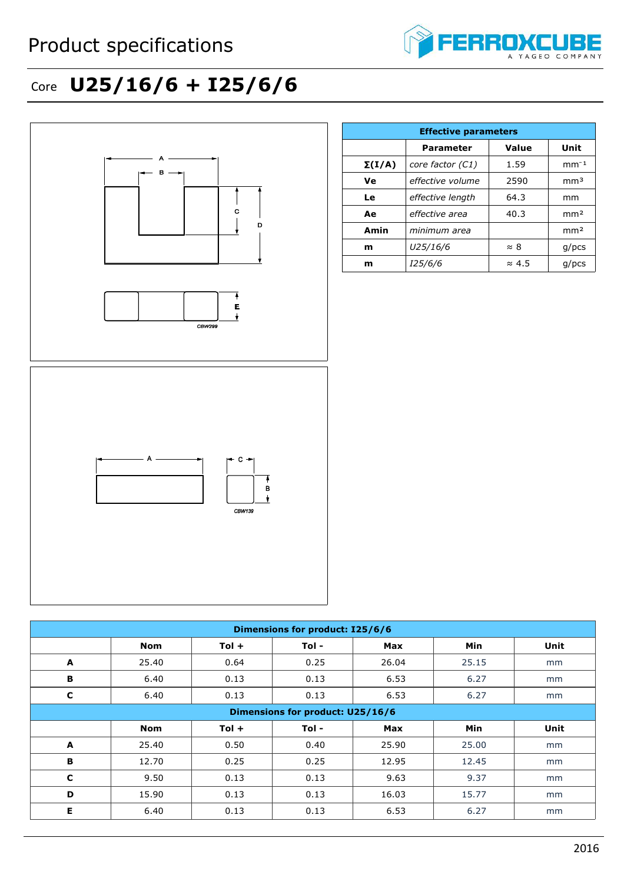# Product specifications

## Core **U25/16/6 + I25/6/6**

| Effective parameters | | | |
|---|---|---|---|
| | **Parameter** | **Value** | **Unit** |
| **Σ(I/A)** | *core factor (C1)* | 1.59 | $mm^{-1}$ |
| **Ve** | *effective volume* | 2590 | $mm^3$ |
| **Le** | *effective length* | 64.3 | mm |
| **Ae** | *effective area* | 40.3 | $mm^2$ |
| **Amin** | *minimum area* | | $mm^2$ |
| **m** | *U25/16/6* | ≈ 8 | g/pcs |
| **m** | *I25/6/6* | ≈ 4.5 | g/pcs |

| Dimensions for product: I25/6/6 | | | | | | |
|---|---|---|---|---|---|---|
| | **Nom** | **Tol +** | **Tol -** | **Max** | **Min** | **Unit** |
| **A** | 25.40 | 0.64 | 0.25 | 26.04 | 25.15 | mm |
| **B** | 6.40 | 0.13 | 0.13 | 6.53 | 6.27 | mm |
| **C** | 6.40 | 0.13 | 0.13 | 6.53 | 6.27 | mm |

| Dimensions for product: U25/16/6 | | | | | | |
|---|---|---|---|---|---|---|
| | **Nom** | **Tol +** | **Tol -** | **Max** | **Min** | **Unit** |
| **A** | 25.40 | 0.50 | 0.40 | 25.90 | 25.00 | mm |
| **B** | 12.70 | 0.25 | 0.25 | 12.95 | 12.45 | mm |
| **C** | 9.50 | 0.13 | 0.13 | 9.63 | 9.37 | mm |
| **D** | 15.90 | 0.13 | 0.13 | 16.03 | 15.77 | mm |
| **E** | 6.40 | 0.13 | 0.13 | 6.53 | 6.27 | mm |

2016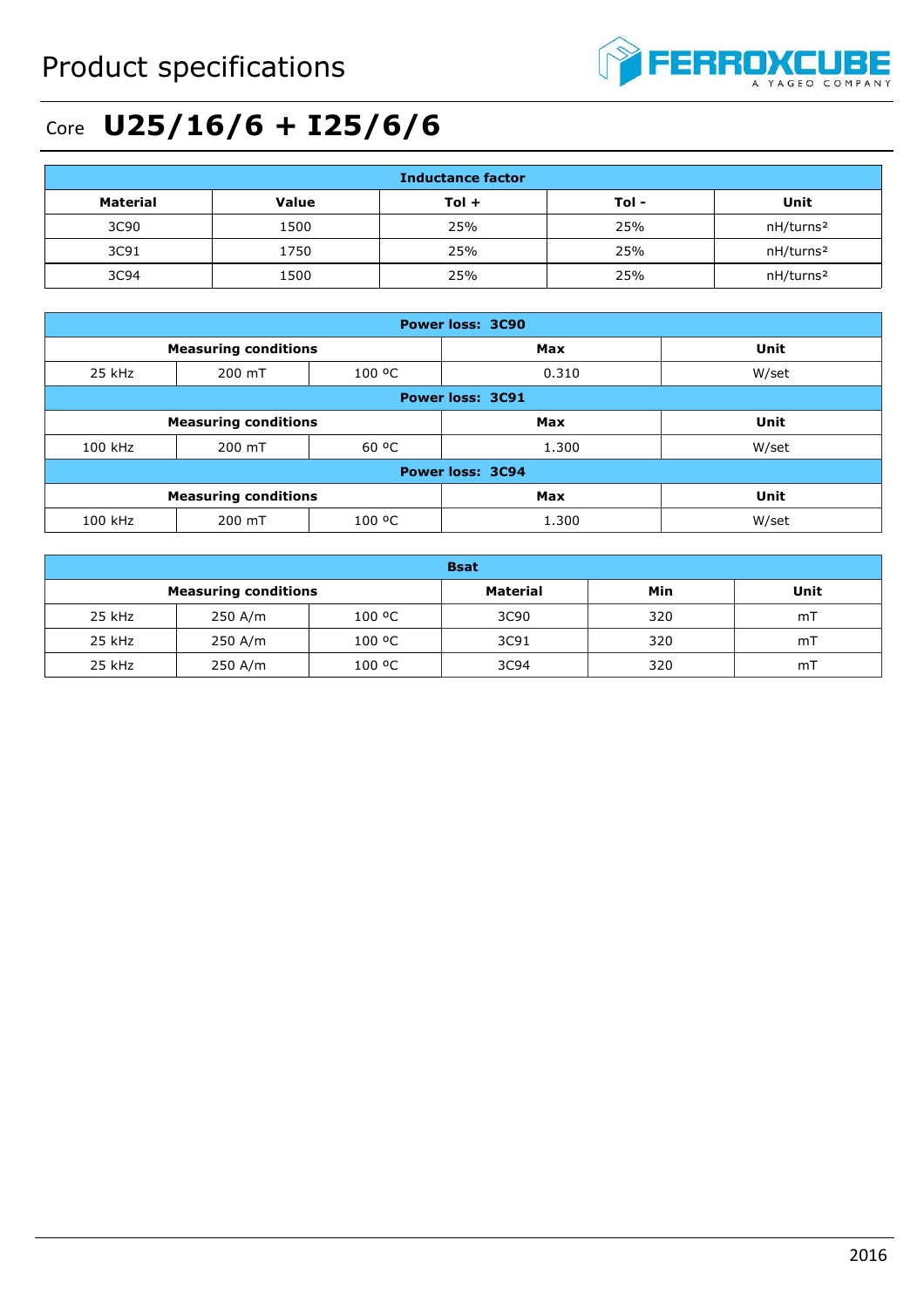# Product specifications

Core **U25/16/6 + I25/6/6**

| Inductance factor | | | | |
|---|---|---|---|---|
| **Material** | **Value** | **Tol +** | **Tol -** | **Unit** |
| 3C90 | 1500 | 25% | 25% | nH/turns² |
| 3C91 | 1750 | 25% | 25% | nH/turns² |
| 3C94 | 1500 | 25% | 25% | nH/turns² |

| Power loss: 3C90 | | | | |
|---|---|---|---|---|
| **Measuring conditions** | | | **Max** | **Unit** |
| 25 kHz | 200 mT | 100 ºC | 0.310 | W/set |
| **Power loss: 3C91** | | | | |
| **Measuring conditions** | | | **Max** | **Unit** |
| 100 kHz | 200 mT | 60 ºC | 1.300 | W/set |
| **Power loss: 3C94** | | | | |
| **Measuring conditions** | | | **Max** | **Unit** |
| 100 kHz | 200 mT | 100 ºC | 1.300 | W/set |

| Bsat | | | | | |
|---|---|---|---|---|---|
| **Measuring conditions** | | | **Material** | **Min** | **Unit** |
| 25 kHz | 250 A/m | 100 ºC | 3C90 | 320 | mT |
| 25 kHz | 250 A/m | 100 ºC | 3C91 | 320 | mT |
| 25 kHz | 250 A/m | 100 ºC | 3C94 | 320 | mT |

2016